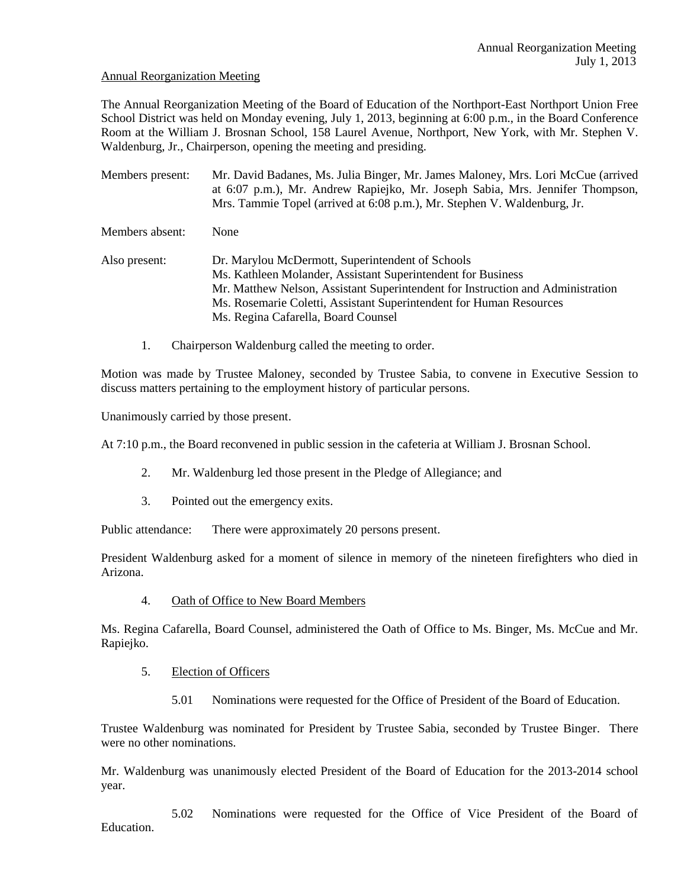Annual Reorganization Meeting

The Annual Reorganization Meeting of the Board of Education of the Northport-East Northport Union Free School District was held on Monday evening, July 1, 2013, beginning at 6:00 p.m., in the Board Conference Room at the William J. Brosnan School, 158 Laurel Avenue, Northport, New York, with Mr. Stephen V. Waldenburg, Jr., Chairperson, opening the meeting and presiding.

Members present: Mr. David Badanes, Ms. Julia Binger, Mr. James Maloney, Mrs. Lori McCue (arrived at 6:07 p.m.), Mr. Andrew Rapiejko, Mr. Joseph Sabia, Mrs. Jennifer Thompson, Mrs. Tammie Topel (arrived at 6:08 p.m.), Mr. Stephen V. Waldenburg, Jr.

Members absent: None

Also present: Dr. Marylou McDermott, Superintendent of Schools
Ms. Kathleen Molander, Assistant Superintendent for Business
Mr. Matthew Nelson, Assistant Superintendent for Instruction and Administration
Ms. Rosemarie Coletti, Assistant Superintendent for Human Resources
Ms. Regina Cafarella, Board Counsel

1. Chairperson Waldenburg called the meeting to order.

Motion was made by Trustee Maloney, seconded by Trustee Sabia, to convene in Executive Session to discuss matters pertaining to the employment history of particular persons.

Unanimously carried by those present.

At 7:10 p.m., the Board reconvened in public session in the cafeteria at William J. Brosnan School.

2. Mr. Waldenburg led those present in the Pledge of Allegiance; and

3. Pointed out the emergency exits.

Public attendance: There were approximately 20 persons present.

President Waldenburg asked for a moment of silence in memory of the nineteen firefighters who died in Arizona.

4. Oath of Office to New Board Members

Ms. Regina Cafarella, Board Counsel, administered the Oath of Office to Ms. Binger, Ms. McCue and Mr. Rapiejko.

5. Election of Officers

5.01 Nominations were requested for the Office of President of the Board of Education.

Trustee Waldenburg was nominated for President by Trustee Sabia, seconded by Trustee Binger. There were no other nominations.

Mr. Waldenburg was unanimously elected President of the Board of Education for the 2013-2014 school year.

5.02 Nominations were requested for the Office of Vice President of the Board of Education.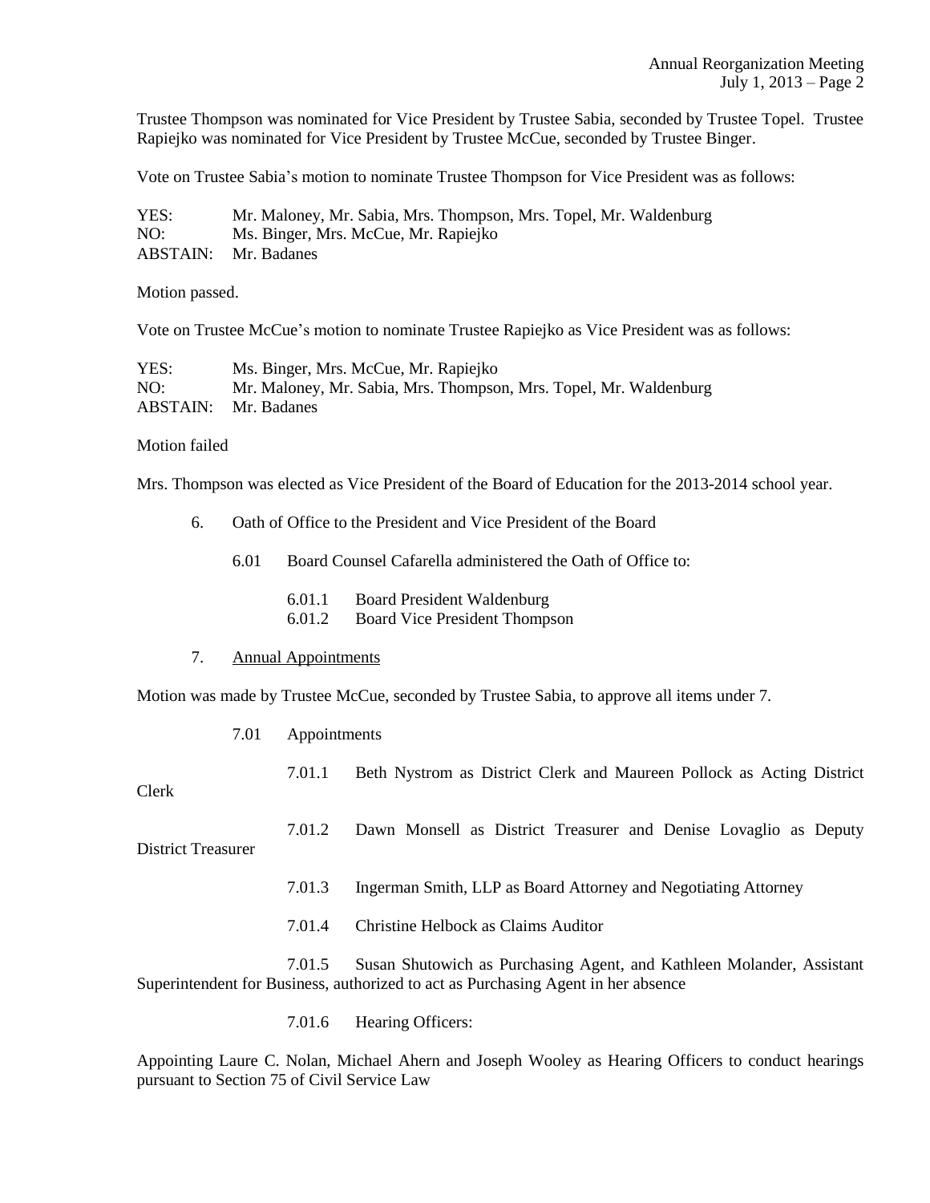Trustee Thompson was nominated for Vice President by Trustee Sabia, seconded by Trustee Topel. Trustee Rapiejko was nominated for Vice President by Trustee McCue, seconded by Trustee Binger.

Vote on Trustee Sabia's motion to nominate Trustee Thompson for Vice President was as follows:

YES: Mr. Maloney, Mr. Sabia, Mrs. Thompson, Mrs. Topel, Mr. Waldenburg
NO: Ms. Binger, Mrs. McCue, Mr. Rapiejko
ABSTAIN: Mr. Badanes

Motion passed.

Vote on Trustee McCue's motion to nominate Trustee Rapiejko as Vice President was as follows:

YES: Ms. Binger, Mrs. McCue, Mr. Rapiejko
NO: Mr. Maloney, Mr. Sabia, Mrs. Thompson, Mrs. Topel, Mr. Waldenburg
ABSTAIN: Mr. Badanes

Motion failed

Mrs. Thompson was elected as Vice President of the Board of Education for the 2013-2014 school year.

6. Oath of Office to the President and Vice President of the Board

   6.01 Board Counsel Cafarella administered the Oath of Office to:

   6.01.1 Board President Waldenburg
   6.01.2 Board Vice President Thompson

7. Annual Appointments

Motion was made by Trustee McCue, seconded by Trustee Sabia, to approve all items under 7.

7.01 Appointments

7.01.1 Beth Nystrom as District Clerk and Maureen Pollock as Acting District Clerk

7.01.2 Dawn Monsell as District Treasurer and Denise Lovaglio as Deputy District Treasurer

7.01.3 Ingerman Smith, LLP as Board Attorney and Negotiating Attorney

7.01.4 Christine Helbock as Claims Auditor

7.01.5 Susan Shutowich as Purchasing Agent, and Kathleen Molander, Assistant Superintendent for Business, authorized to act as Purchasing Agent in her absence

7.01.6 Hearing Officers:

Appointing Laure C. Nolan, Michael Ahern and Joseph Wooley as Hearing Officers to conduct hearings pursuant to Section 75 of Civil Service Law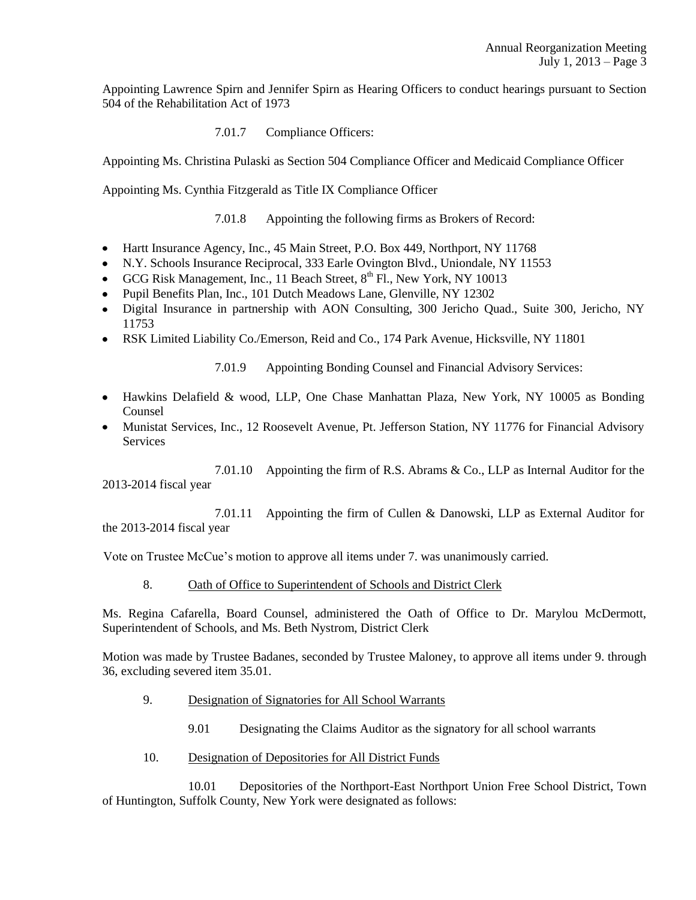Appointing Lawrence Spirn and Jennifer Spirn as Hearing Officers to conduct hearings pursuant to Section 504 of the Rehabilitation Act of 1973

7.01.7 Compliance Officers:

Appointing Ms. Christina Pulaski as Section 504 Compliance Officer and Medicaid Compliance Officer

Appointing Ms. Cynthia Fitzgerald as Title IX Compliance Officer

7.01.8 Appointing the following firms as Brokers of Record:

- Hartt Insurance Agency, Inc., 45 Main Street, P.O. Box 449, Northport, NY 11768
- N.Y. Schools Insurance Reciprocal, 333 Earle Ovington Blvd., Uniondale, NY 11553
- GCG Risk Management, Inc., 11 Beach Street, 8th Fl., New York, NY 10013
- Pupil Benefits Plan, Inc., 101 Dutch Meadows Lane, Glenville, NY 12302
- Digital Insurance in partnership with AON Consulting, 300 Jericho Quad., Suite 300, Jericho, NY 11753
- RSK Limited Liability Co./Emerson, Reid and Co., 174 Park Avenue, Hicksville, NY 11801

7.01.9 Appointing Bonding Counsel and Financial Advisory Services:

- Hawkins Delafield & wood, LLP, One Chase Manhattan Plaza, New York, NY 10005 as Bonding Counsel
- Munistat Services, Inc., 12 Roosevelt Avenue, Pt. Jefferson Station, NY 11776 for Financial Advisory Services

7.01.10 Appointing the firm of R.S. Abrams & Co., LLP as Internal Auditor for the 2013-2014 fiscal year

7.01.11 Appointing the firm of Cullen & Danowski, LLP as External Auditor for the 2013-2014 fiscal year

Vote on Trustee McCue's motion to approve all items under 7. was unanimously carried.

8. Oath of Office to Superintendent of Schools and District Clerk

Ms. Regina Cafarella, Board Counsel, administered the Oath of Office to Dr. Marylou McDermott, Superintendent of Schools, and Ms. Beth Nystrom, District Clerk

Motion was made by Trustee Badanes, seconded by Trustee Maloney, to approve all items under 9. through 36, excluding severed item 35.01.

9. Designation of Signatories for All School Warrants

9.01 Designating the Claims Auditor as the signatory for all school warrants

10. Designation of Depositories for All District Funds

10.01 Depositories of the Northport-East Northport Union Free School District, Town of Huntington, Suffolk County, New York were designated as follows: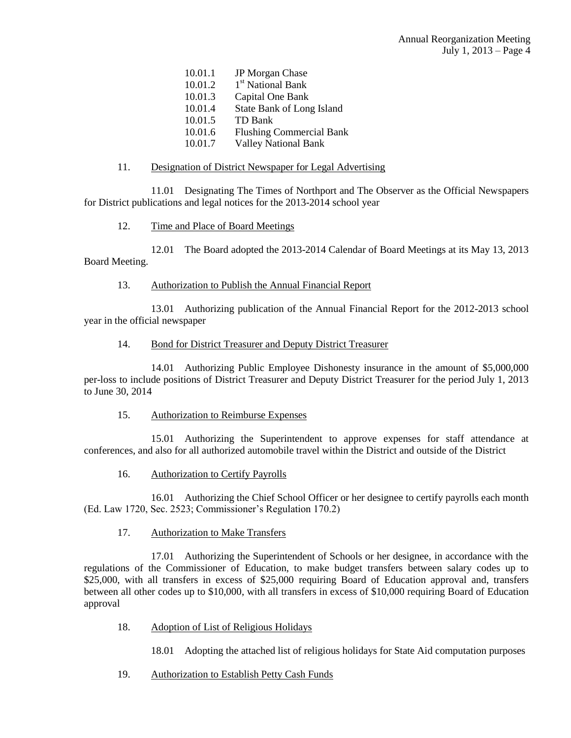10.01.1 JP Morgan Chase
10.01.2 1st National Bank
10.01.3 Capital One Bank
10.01.4 State Bank of Long Island
10.01.5 TD Bank
10.01.6 Flushing Commercial Bank
10.01.7 Valley National Bank

11. Designation of District Newspaper for Legal Advertising

11.01 Designating The Times of Northport and The Observer as the Official Newspapers for District publications and legal notices for the 2013-2014 school year

12. Time and Place of Board Meetings

12.01 The Board adopted the 2013-2014 Calendar of Board Meetings at its May 13, 2013 Board Meeting.

13. Authorization to Publish the Annual Financial Report

13.01 Authorizing publication of the Annual Financial Report for the 2012-2013 school year in the official newspaper

14. Bond for District Treasurer and Deputy District Treasurer

14.01 Authorizing Public Employee Dishonesty insurance in the amount of $5,000,000 per-loss to include positions of District Treasurer and Deputy District Treasurer for the period July 1, 2013 to June 30, 2014

15. Authorization to Reimburse Expenses

15.01 Authorizing the Superintendent to approve expenses for staff attendance at conferences, and also for all authorized automobile travel within the District and outside of the District

16. Authorization to Certify Payrolls

16.01 Authorizing the Chief School Officer or her designee to certify payrolls each month (Ed. Law 1720, Sec. 2523; Commissioner's Regulation 170.2)

17. Authorization to Make Transfers

17.01 Authorizing the Superintendent of Schools or her designee, in accordance with the regulations of the Commissioner of Education, to make budget transfers between salary codes up to $25,000, with all transfers in excess of $25,000 requiring Board of Education approval and, transfers between all other codes up to $10,000, with all transfers in excess of $10,000 requiring Board of Education approval

18. Adoption of List of Religious Holidays

18.01 Adopting the attached list of religious holidays for State Aid computation purposes

19. Authorization to Establish Petty Cash Funds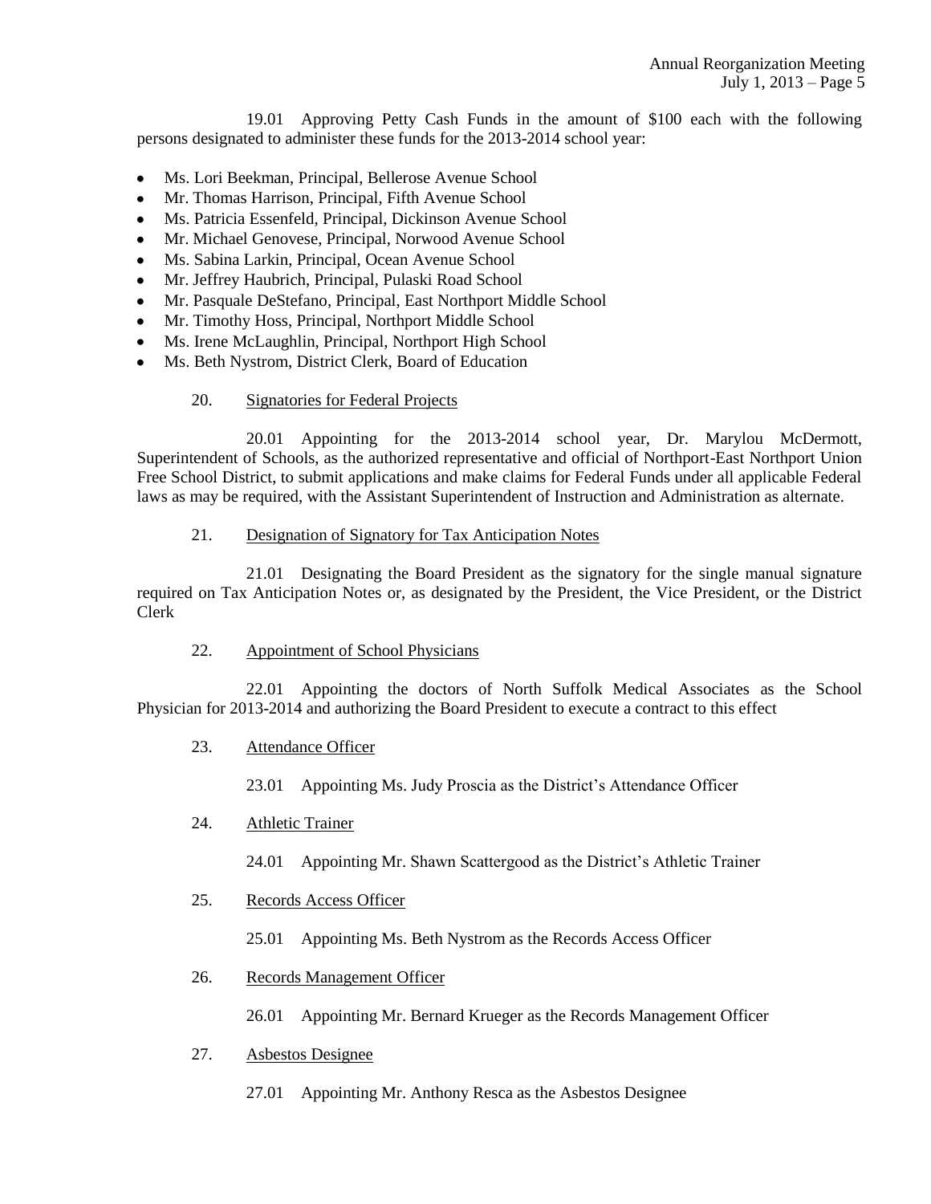19.01 Approving Petty Cash Funds in the amount of $100 each with the following persons designated to administer these funds for the 2013-2014 school year:

- Ms. Lori Beekman, Principal, Bellerose Avenue School
- Mr. Thomas Harrison, Principal, Fifth Avenue School
- Ms. Patricia Essenfeld, Principal, Dickinson Avenue School
- Mr. Michael Genovese, Principal, Norwood Avenue School
- Ms. Sabina Larkin, Principal, Ocean Avenue School
- Mr. Jeffrey Haubrich, Principal, Pulaski Road School
- Mr. Pasquale DeStefano, Principal, East Northport Middle School
- Mr. Timothy Hoss, Principal, Northport Middle School
- Ms. Irene McLaughlin, Principal, Northport High School
- Ms. Beth Nystrom, District Clerk, Board of Education

20. Signatories for Federal Projects

20.01 Appointing for the 2013-2014 school year, Dr. Marylou McDermott, Superintendent of Schools, as the authorized representative and official of Northport-East Northport Union Free School District, to submit applications and make claims for Federal Funds under all applicable Federal laws as may be required, with the Assistant Superintendent of Instruction and Administration as alternate.

21. Designation of Signatory for Tax Anticipation Notes

21.01 Designating the Board President as the signatory for the single manual signature required on Tax Anticipation Notes or, as designated by the President, the Vice President, or the District Clerk

22. Appointment of School Physicians

22.01 Appointing the doctors of North Suffolk Medical Associates as the School Physician for 2013-2014 and authorizing the Board President to execute a contract to this effect

23. Attendance Officer

23.01 Appointing Ms. Judy Proscia as the District's Attendance Officer

24. Athletic Trainer

24.01 Appointing Mr. Shawn Scattergood as the District's Athletic Trainer

25. Records Access Officer

25.01 Appointing Ms. Beth Nystrom as the Records Access Officer

26. Records Management Officer

26.01 Appointing Mr. Bernard Krueger as the Records Management Officer

27. Asbestos Designee

27.01 Appointing Mr. Anthony Resca as the Asbestos Designee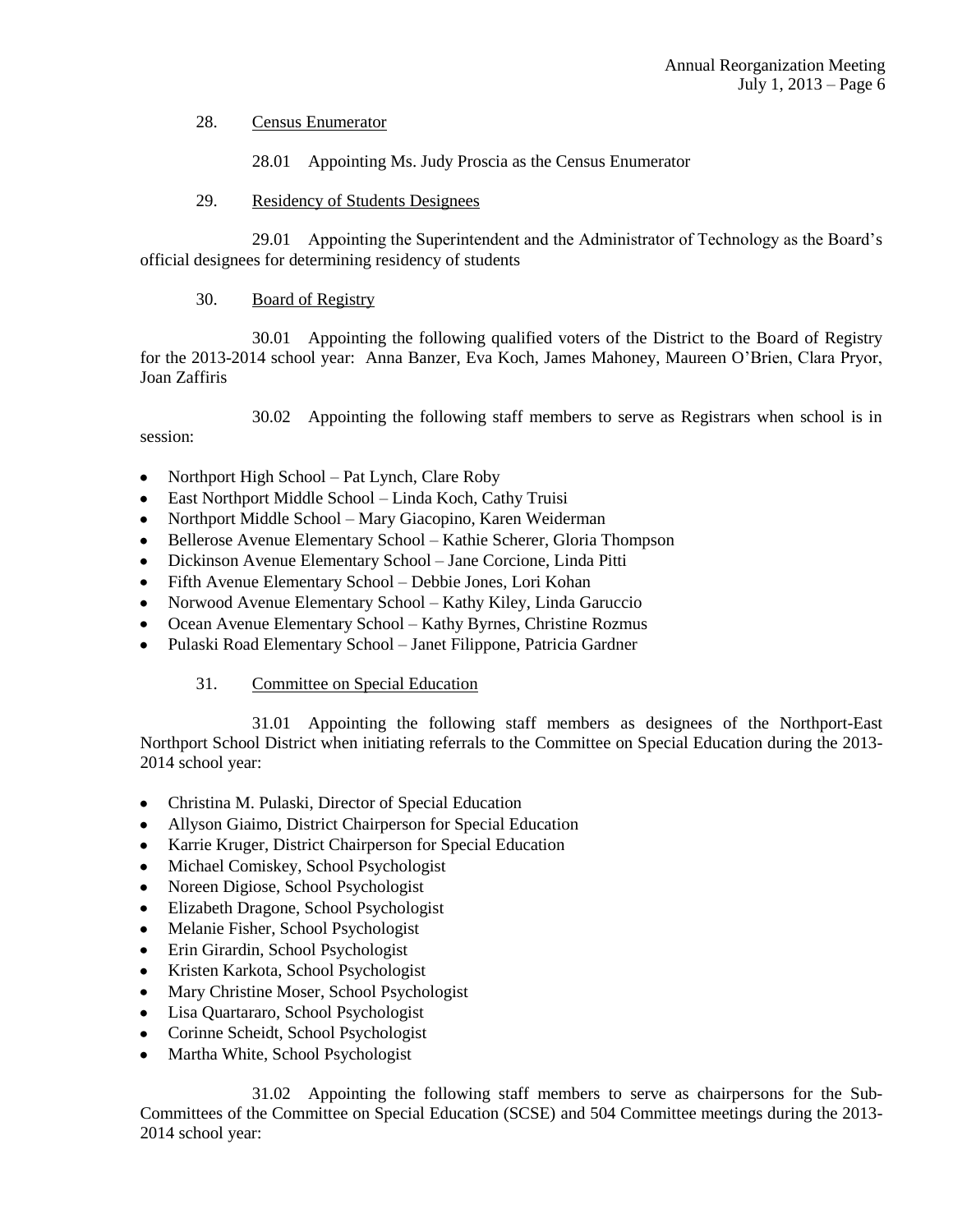28. Census Enumerator

28.01 Appointing Ms. Judy Proscia as the Census Enumerator

29. Residency of Students Designees

29.01 Appointing the Superintendent and the Administrator of Technology as the Board's official designees for determining residency of students

30. Board of Registry

30.01 Appointing the following qualified voters of the District to the Board of Registry for the 2013-2014 school year: Anna Banzer, Eva Koch, James Mahoney, Maureen O'Brien, Clara Pryor, Joan Zaffiris

30.02 Appointing the following staff members to serve as Registrars when school is in session:

- Northport High School – Pat Lynch, Clare Roby
- East Northport Middle School – Linda Koch, Cathy Truisi
- Northport Middle School – Mary Giacopino, Karen Weiderman
- Bellerose Avenue Elementary School – Kathie Scherer, Gloria Thompson
- Dickinson Avenue Elementary School – Jane Corcione, Linda Pitti
- Fifth Avenue Elementary School – Debbie Jones, Lori Kohan
- Norwood Avenue Elementary School – Kathy Kiley, Linda Garuccio
- Ocean Avenue Elementary School – Kathy Byrnes, Christine Rozmus
- Pulaski Road Elementary School – Janet Filippone, Patricia Gardner

31. Committee on Special Education

31.01 Appointing the following staff members as designees of the Northport-East Northport School District when initiating referrals to the Committee on Special Education during the 2013-2014 school year:

- Christina M. Pulaski, Director of Special Education
- Allyson Giaimo, District Chairperson for Special Education
- Karrie Kruger, District Chairperson for Special Education
- Michael Comiskey, School Psychologist
- Noreen Digiose, School Psychologist
- Elizabeth Dragone, School Psychologist
- Melanie Fisher, School Psychologist
- Erin Girardin, School Psychologist
- Kristen Karkota, School Psychologist
- Mary Christine Moser, School Psychologist
- Lisa Quartararo, School Psychologist
- Corinne Scheidt, School Psychologist
- Martha White, School Psychologist

31.02 Appointing the following staff members to serve as chairpersons for the Sub-Committees of the Committee on Special Education (SCSE) and 504 Committee meetings during the 2013-2014 school year: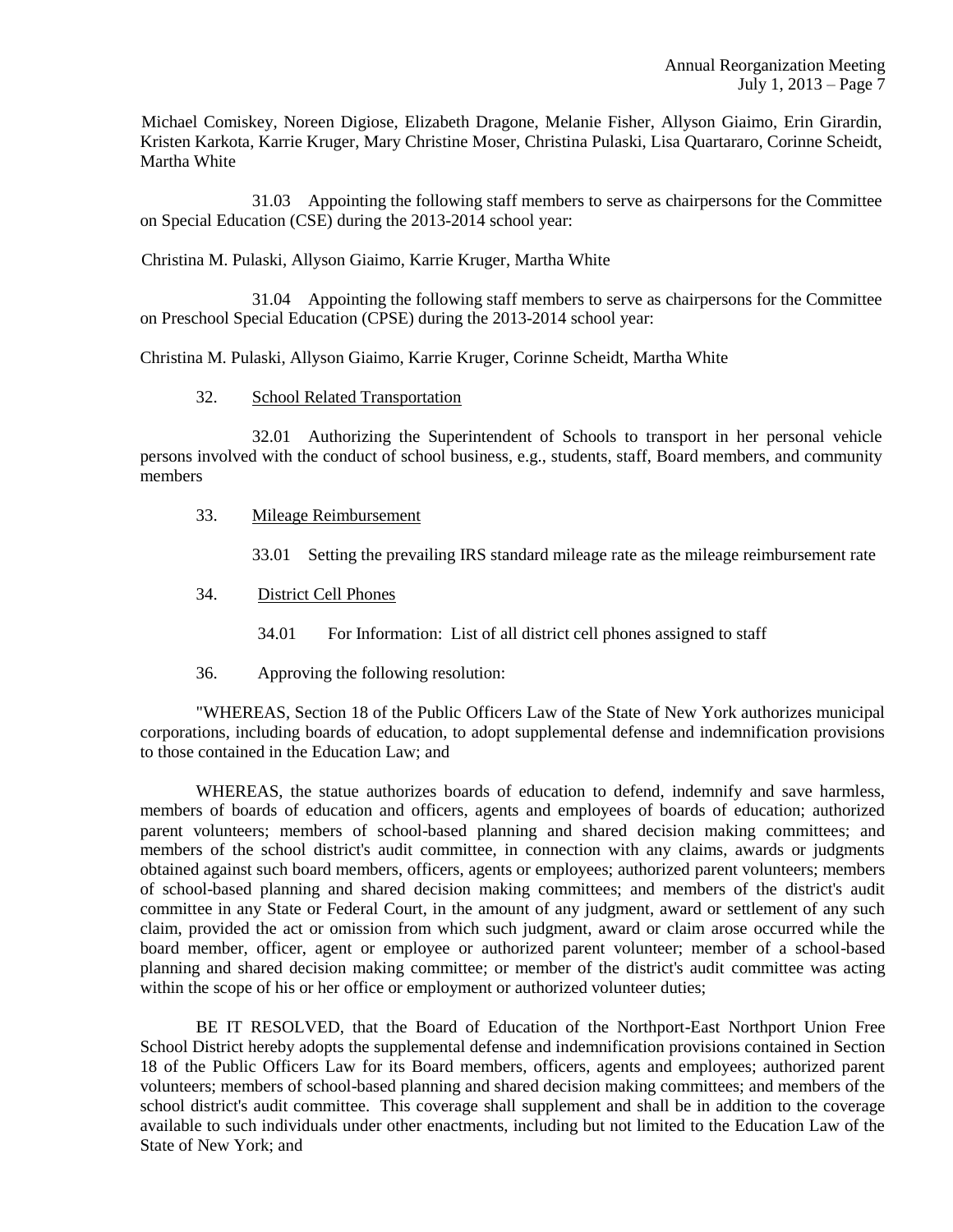Michael Comiskey, Noreen Digiose, Elizabeth Dragone, Melanie Fisher, Allyson Giaimo, Erin Girardin, Kristen Karkota, Karrie Kruger, Mary Christine Moser, Christina Pulaski, Lisa Quartararo, Corinne Scheidt, Martha White

31.03 Appointing the following staff members to serve as chairpersons for the Committee on Special Education (CSE) during the 2013-2014 school year:

Christina M. Pulaski, Allyson Giaimo, Karrie Kruger, Martha White

31.04 Appointing the following staff members to serve as chairpersons for the Committee on Preschool Special Education (CPSE) during the 2013-2014 school year:

Christina M. Pulaski, Allyson Giaimo, Karrie Kruger, Corinne Scheidt, Martha White

32. School Related Transportation

32.01 Authorizing the Superintendent of Schools to transport in her personal vehicle persons involved with the conduct of school business, e.g., students, staff, Board members, and community members

33. Mileage Reimbursement

33.01 Setting the prevailing IRS standard mileage rate as the mileage reimbursement rate

34. District Cell Phones

34.01 For Information: List of all district cell phones assigned to staff

36. Approving the following resolution:

"WHEREAS, Section 18 of the Public Officers Law of the State of New York authorizes municipal corporations, including boards of education, to adopt supplemental defense and indemnification provisions to those contained in the Education Law; and

WHEREAS, the statue authorizes boards of education to defend, indemnify and save harmless, members of boards of education and officers, agents and employees of boards of education; authorized parent volunteers; members of school-based planning and shared decision making committees; and members of the school district's audit committee, in connection with any claims, awards or judgments obtained against such board members, officers, agents or employees; authorized parent volunteers; members of school-based planning and shared decision making committees; and members of the district's audit committee in any State or Federal Court, in the amount of any judgment, award or settlement of any such claim, provided the act or omission from which such judgment, award or claim arose occurred while the board member, officer, agent or employee or authorized parent volunteer; member of a school-based planning and shared decision making committee; or member of the district's audit committee was acting within the scope of his or her office or employment or authorized volunteer duties;

BE IT RESOLVED, that the Board of Education of the Northport-East Northport Union Free School District hereby adopts the supplemental defense and indemnification provisions contained in Section 18 of the Public Officers Law for its Board members, officers, agents and employees; authorized parent volunteers; members of school-based planning and shared decision making committees; and members of the school district's audit committee. This coverage shall supplement and shall be in addition to the coverage available to such individuals under other enactments, including but not limited to the Education Law of the State of New York; and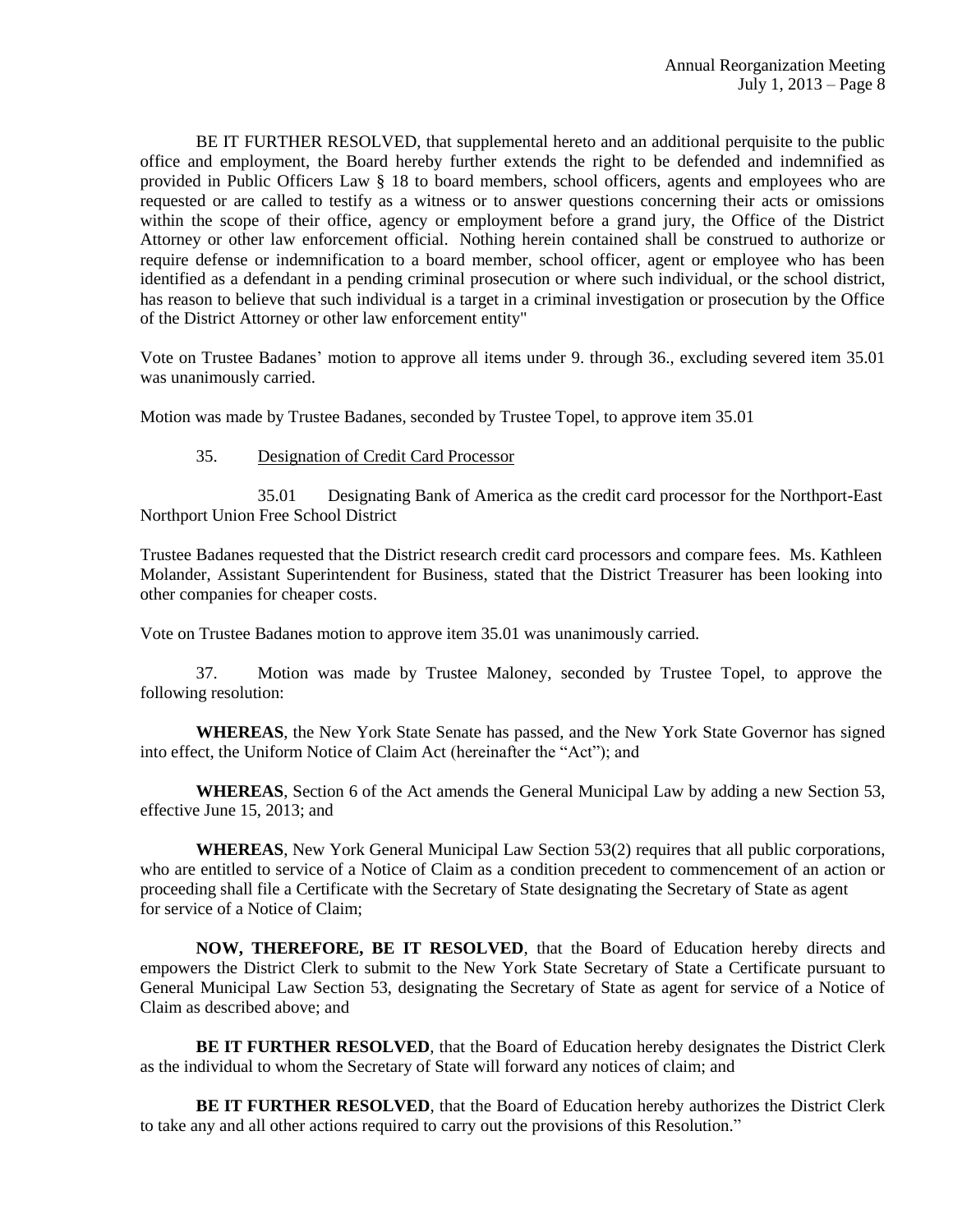BE IT FURTHER RESOLVED, that supplemental hereto and an additional perquisite to the public office and employment, the Board hereby further extends the right to be defended and indemnified as provided in Public Officers Law § 18 to board members, school officers, agents and employees who are requested or are called to testify as a witness or to answer questions concerning their acts or omissions within the scope of their office, agency or employment before a grand jury, the Office of the District Attorney or other law enforcement official. Nothing herein contained shall be construed to authorize or require defense or indemnification to a board member, school officer, agent or employee who has been identified as a defendant in a pending criminal prosecution or where such individual, or the school district, has reason to believe that such individual is a target in a criminal investigation or prosecution by the Office of the District Attorney or other law enforcement entity"

Vote on Trustee Badanes' motion to approve all items under 9. through 36., excluding severed item 35.01 was unanimously carried.

Motion was made by Trustee Badanes, seconded by Trustee Topel, to approve item 35.01

35. Designation of Credit Card Processor

35.01 Designating Bank of America as the credit card processor for the Northport-East Northport Union Free School District

Trustee Badanes requested that the District research credit card processors and compare fees. Ms. Kathleen Molander, Assistant Superintendent for Business, stated that the District Treasurer has been looking into other companies for cheaper costs.

Vote on Trustee Badanes motion to approve item 35.01 was unanimously carried.

37. Motion was made by Trustee Maloney, seconded by Trustee Topel, to approve the following resolution:

**WHEREAS**, the New York State Senate has passed, and the New York State Governor has signed into effect, the Uniform Notice of Claim Act (hereinafter the "Act"); and

**WHEREAS**, Section 6 of the Act amends the General Municipal Law by adding a new Section 53, effective June 15, 2013; and

**WHEREAS**, New York General Municipal Law Section 53(2) requires that all public corporations, who are entitled to service of a Notice of Claim as a condition precedent to commencement of an action or proceeding shall file a Certificate with the Secretary of State designating the Secretary of State as agent for service of a Notice of Claim;

**NOW, THEREFORE, BE IT RESOLVED**, that the Board of Education hereby directs and empowers the District Clerk to submit to the New York State Secretary of State a Certificate pursuant to General Municipal Law Section 53, designating the Secretary of State as agent for service of a Notice of Claim as described above; and

**BE IT FURTHER RESOLVED**, that the Board of Education hereby designates the District Clerk as the individual to whom the Secretary of State will forward any notices of claim; and

**BE IT FURTHER RESOLVED**, that the Board of Education hereby authorizes the District Clerk to take any and all other actions required to carry out the provisions of this Resolution."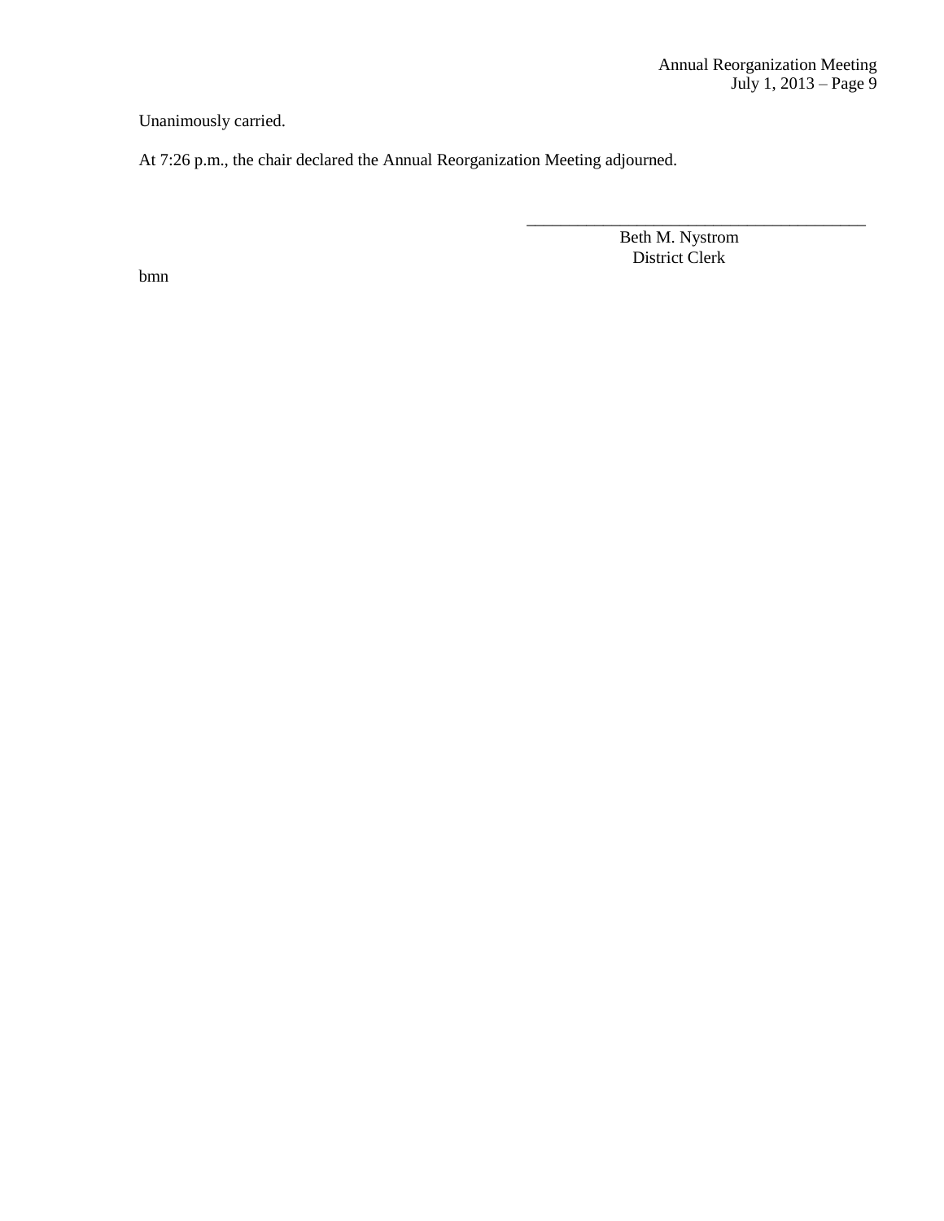Unanimously carried.

At 7:26 p.m., the chair declared the Annual Reorganization Meeting adjourned.

\_\_\_\_\_\_\_\_\_\_\_\_\_\_\_\_\_\_\_\_\_\_\_\_\_\_\_\_\_\_\_\_\_\_\_\_\_\_\_\_

Beth M. Nystrom
District Clerk

bmn